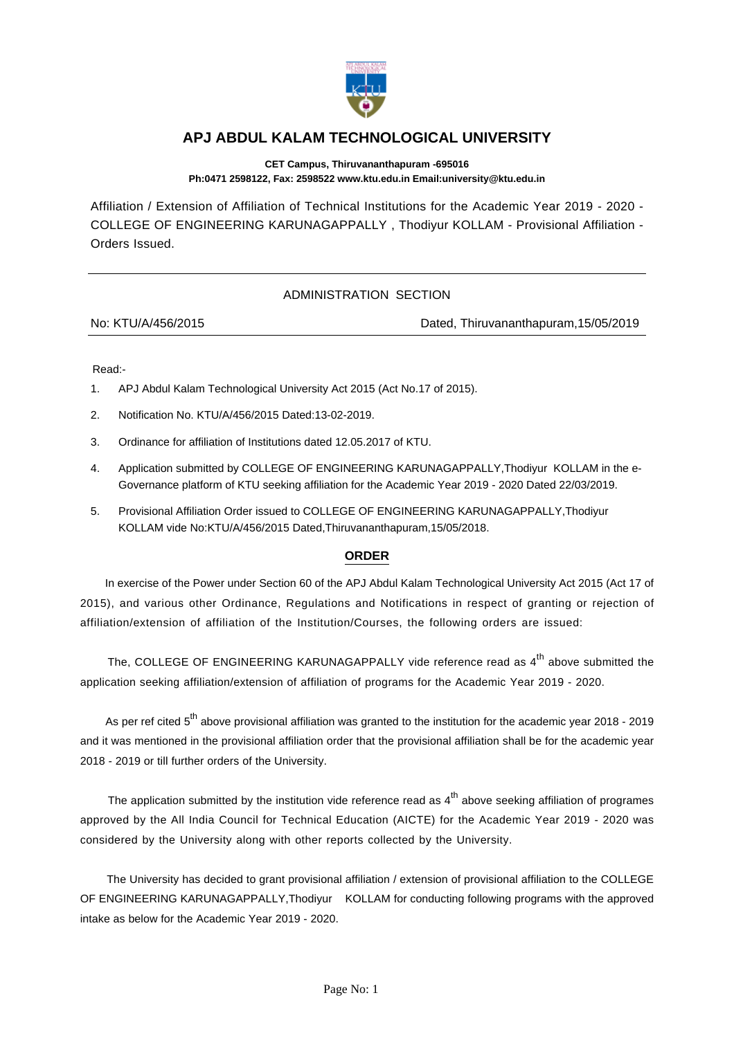# APJ ABDUL KALAM TECHNOLOGICAL UNIVERSITY

**CET Campus, Thiruvananthapuram -695016**
**Ph:0471 2598122, Fax: 2598522 www.ktu.edu.in Email:university@ktu.edu.in**

Affiliation / Extension of Affiliation of Technical Institutions for the Academic Year 2019 - 2020 - COLLEGE OF ENGINEERING KARUNAGAPPALLY , Thodiyur KOLLAM - Provisional Affiliation - Orders Issued.

---

ADMINISTRATION SECTION

No: KTU/A/456/2015 Dated, Thiruvananthapuram,15/05/2019

---

Read:-

1. APJ Abdul Kalam Technological University Act 2015 (Act No.17 of 2015).
2. Notification No. KTU/A/456/2015 Dated:13-02-2019.
3. Ordinance for affiliation of Institutions dated 12.05.2017 of KTU.
4. Application submitted by COLLEGE OF ENGINEERING KARUNAGAPPALLY,Thodiyur KOLLAM in the e-Governance platform of KTU seeking affiliation for the Academic Year 2019 - 2020 Dated 22/03/2019.
5. Provisional Affiliation Order issued to COLLEGE OF ENGINEERING KARUNAGAPPALLY,Thodiyur KOLLAM vide No:KTU/A/456/2015 Dated,Thiruvananthapuram,15/05/2018.

## ORDER

In exercise of the Power under Section 60 of the APJ Abdul Kalam Technological University Act 2015 (Act 17 of 2015), and various other Ordinance, Regulations and Notifications in respect of granting or rejection of affiliation/extension of affiliation of the Institution/Courses, the following orders are issued:

The, COLLEGE OF ENGINEERING KARUNAGAPPALLY vide reference read as 4th above submitted the application seeking affiliation/extension of affiliation of programs for the Academic Year 2019 - 2020.

As per ref cited 5th above provisional affiliation was granted to the institution for the academic year 2018 - 2019 and it was mentioned in the provisional affiliation order that the provisional affiliation shall be for the academic year 2018 - 2019 or till further orders of the University.

The application submitted by the institution vide reference read as 4th above seeking affiliation of programes approved by the All India Council for Technical Education (AICTE) for the Academic Year 2019 - 2020 was considered by the University along with other reports collected by the University.

The University has decided to grant provisional affiliation / extension of provisional affiliation to the COLLEGE OF ENGINEERING KARUNAGAPPALLY,Thodiyur KOLLAM for conducting following programs with the approved intake as below for the Academic Year 2019 - 2020.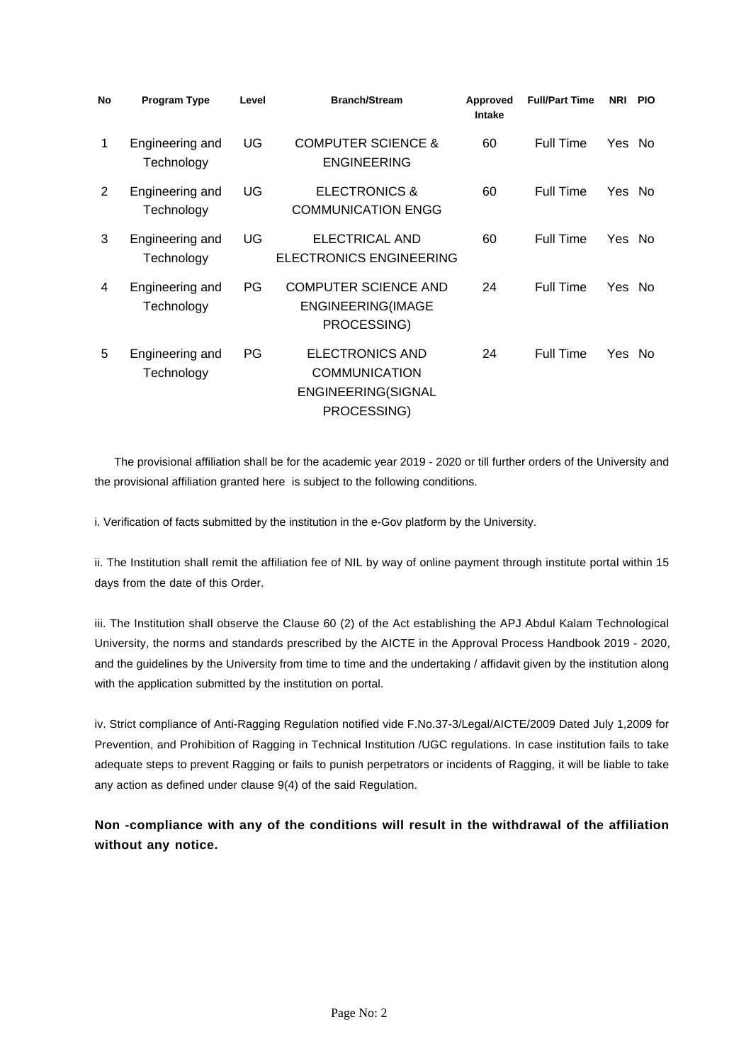| No | Program Type | Level | Branch/Stream | Approved Intake | Full/Part Time | NRI | PIO |
|---|---|---|---|---|---|---|---|
| 1 | Engineering and Technology | UG | COMPUTER SCIENCE & ENGINEERING | 60 | Full Time | Yes | No |
| 2 | Engineering and Technology | UG | ELECTRONICS & COMMUNICATION ENGG | 60 | Full Time | Yes | No |
| 3 | Engineering and Technology | UG | ELECTRICAL AND ELECTRONICS ENGINEERING | 60 | Full Time | Yes | No |
| 4 | Engineering and Technology | PG | COMPUTER SCIENCE AND ENGINEERING(IMAGE PROCESSING) | 24 | Full Time | Yes | No |
| 5 | Engineering and Technology | PG | ELECTRONICS AND COMMUNICATION ENGINEERING(SIGNAL PROCESSING) | 24 | Full Time | Yes | No |

The provisional affiliation shall be for the academic year 2019 - 2020 or till further orders of the University and the provisional affiliation granted here is subject to the following conditions.

i. Verification of facts submitted by the institution in the e-Gov platform by the University.

ii. The Institution shall remit the affiliation fee of NIL by way of online payment through institute portal within 15 days from the date of this Order.

iii. The Institution shall observe the Clause 60 (2) of the Act establishing the APJ Abdul Kalam Technological University, the norms and standards prescribed by the AICTE in the Approval Process Handbook 2019 - 2020, and the guidelines by the University from time to time and the undertaking / affidavit given by the institution along with the application submitted by the institution on portal.

iv. Strict compliance of Anti-Ragging Regulation notified vide F.No.37-3/Legal/AICTE/2009 Dated July 1,2009 for Prevention, and Prohibition of Ragging in Technical Institution /UGC regulations. In case institution fails to take adequate steps to prevent Ragging or fails to punish perpetrators or incidents of Ragging, it will be liable to take any action as defined under clause 9(4) of the said Regulation.

**Non -compliance with any of the conditions will result in the withdrawal of the affiliation without any notice.**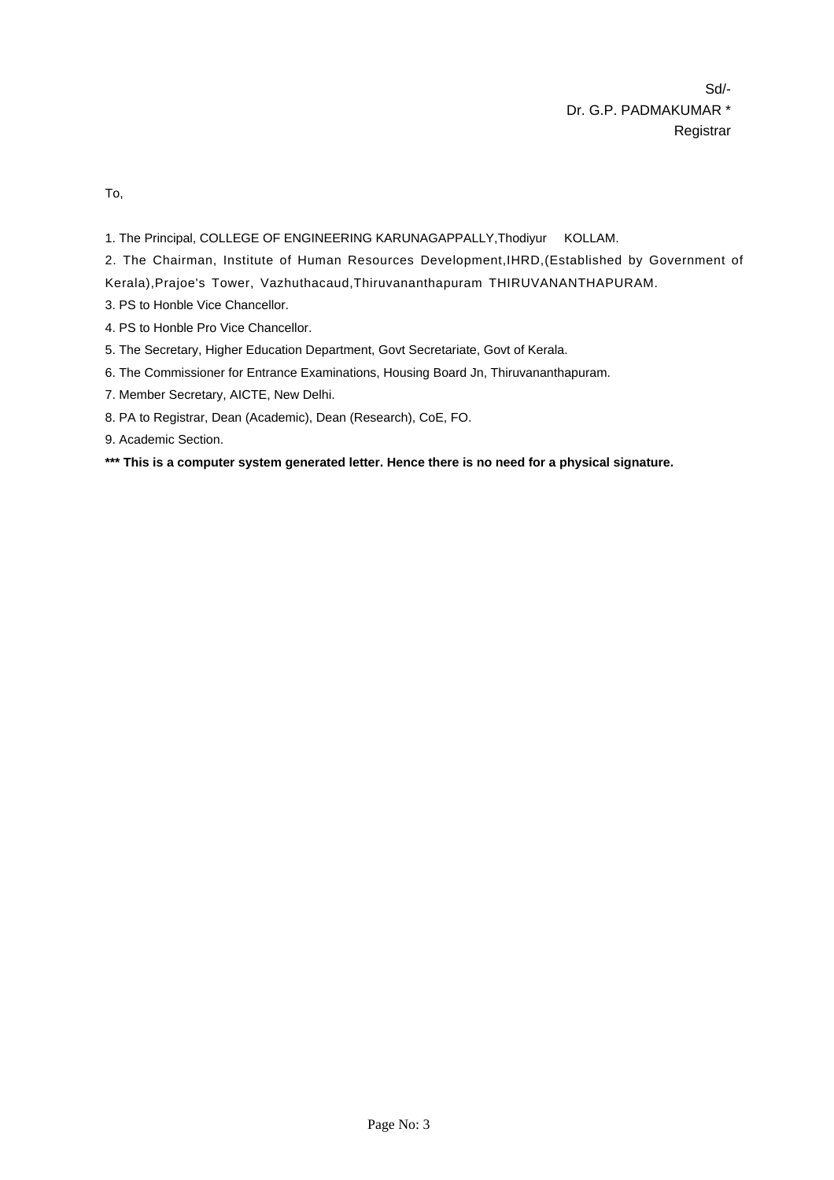Sd/-  
Dr. G.P. PADMAKUMAR *  
Registrar

To,

1. The Principal, COLLEGE OF ENGINEERING KARUNAGAPPALLY,Thodiyur KOLLAM.
2. The Chairman, Institute of Human Resources Development,IHRD,(Established by Government of Kerala),Prajoe's Tower, Vazhuthacaud,Thiruvananthapuram THIRUVANANTHAPURAM.
3. PS to Honble Vice Chancellor.
4. PS to Honble Pro Vice Chancellor.
5. The Secretary, Higher Education Department, Govt Secretariate, Govt of Kerala.
6. The Commissioner for Entrance Examinations, Housing Board Jn, Thiruvananthapuram.
7. Member Secretary, AICTE, New Delhi.
8. PA to Registrar, Dean (Academic), Dean (Research), CoE, FO.
9. Academic Section.

**\*\*\* This is a computer system generated letter. Hence there is no need for a physical signature.**